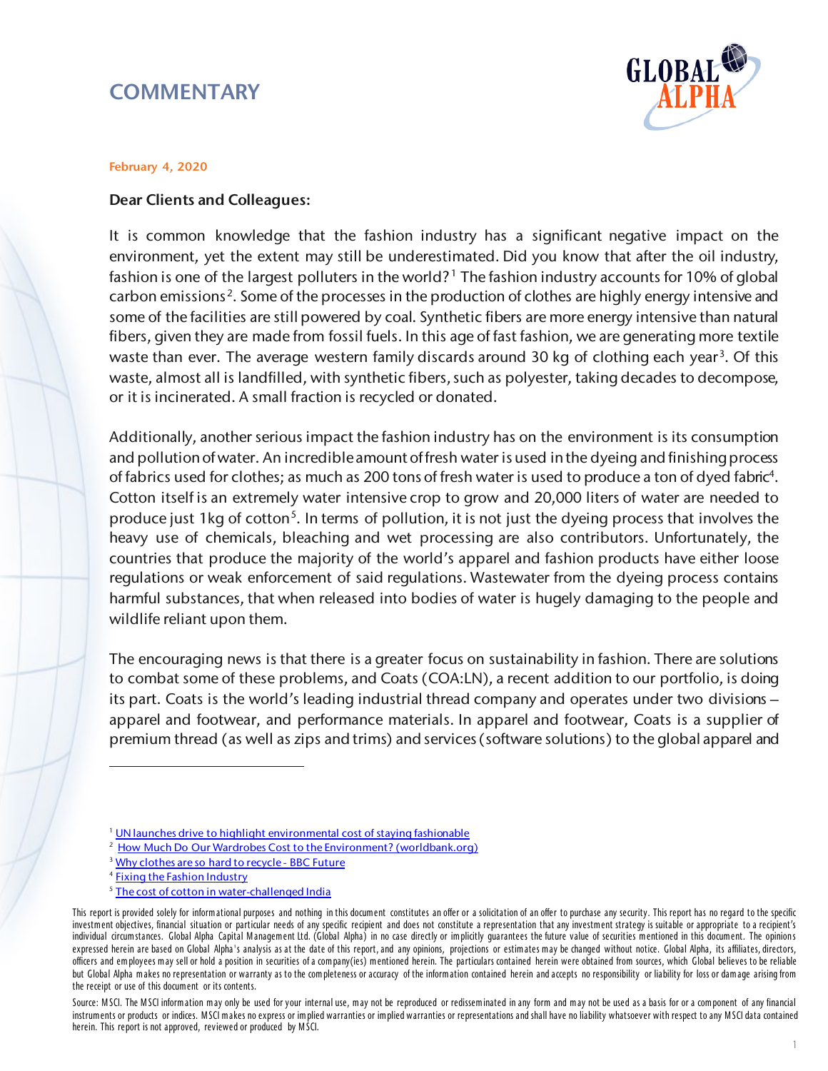# COMMENTARY

February 4, 2020

**Dear Clients and Colleagues:**

It is common knowledge that the fashion industry has a significant negative impact on the environment, yet the extent may still be underestimated. Did you know that after the oil industry, fashion is one of the largest polluters in the world?[1] The fashion industry accounts for 10% of global carbon emissions[2]. Some of the processes in the production of clothes are highly energy intensive and some of the facilities are still powered by coal. Synthetic fibers are more energy intensive than natural fibers, given they are made from fossil fuels. In this age of fast fashion, we are generating more textile waste than ever. The average western family discards around 30 kg of clothing each year[3]. Of this waste, almost all is landfilled, with synthetic fibers, such as polyester, taking decades to decompose, or it is incinerated. A small fraction is recycled or donated.

Additionally, another serious impact the fashion industry has on the environment is its consumption and pollution of water. An incredible amount of fresh water is used in the dyeing and finishing process of fabrics used for clothes; as much as 200 tons of fresh water is used to produce a ton of dyed fabric[4]. Cotton itself is an extremely water intensive crop to grow and 20,000 liters of water are needed to produce just 1kg of cotton[5]. In terms of pollution, it is not just the dyeing process that involves the heavy use of chemicals, bleaching and wet processing are also contributors. Unfortunately, the countries that produce the majority of the world's apparel and fashion products have either loose regulations or weak enforcement of said regulations. Wastewater from the dyeing process contains harmful substances, that when released into bodies of water is hugely damaging to the people and wildlife reliant upon them.

The encouraging news is that there is a greater focus on sustainability in fashion. There are solutions to combat some of these problems, and Coats (COA:LN), a recent addition to our portfolio, is doing its part. Coats is the world's leading industrial thread company and operates under two divisions – apparel and footwear, and performance materials. In apparel and footwear, Coats is a supplier of premium thread (as well as zips and trims) and services (software solutions) to the global apparel and

---

[1] UN launches drive to highlight environmental cost of staying fashionable

[2] How Much Do Our Wardrobes Cost to the Environment? (worldbank.org)

[3] Why clothes are so hard to recycle - BBC Future

[4] Fixing the Fashion Industry

[5] The cost of cotton in water-challenged India

This report is provided solely for informational purposes and nothing in this document constitutes an offer or a solicitation of an offer to purchase any security. This report has no regard to the specific investment objectives, financial situation or particular needs of any specific recipient and does not constitute a representation that any investment strategy is suitable or appropriate to a recipient's individual circumstances. Global Alpha Capital Management Ltd. (Global Alpha) in no case directly or implicitly guarantees the future value of securities mentioned in this document. The opinions expressed herein are based on Global Alpha's analysis as at the date of this report, and any opinions, projections or estimates may be changed without notice. Global Alpha, its affiliates, directors, officers and employees may sell or hold a position in securities of a company(ies) mentioned herein. The particulars contained herein were obtained from sources, which Global believes to be reliable but Global Alpha makes no representation or warranty as to the completeness or accuracy of the information contained herein and accepts no responsibility or liability for loss or damage arising from the receipt or use of this document or its contents.

Source: MSCI. The MSCI information may only be used for your internal use, may not be reproduced or redisseminated in any form and may not be used as a basis for or a component of any financial instruments or products or indices. MSCI makes no express or implied warranties or implied warranties or representations and shall have no liability whatsoever with respect to any MSCI data contained herein. This report is not approved, reviewed or produced by MSCI.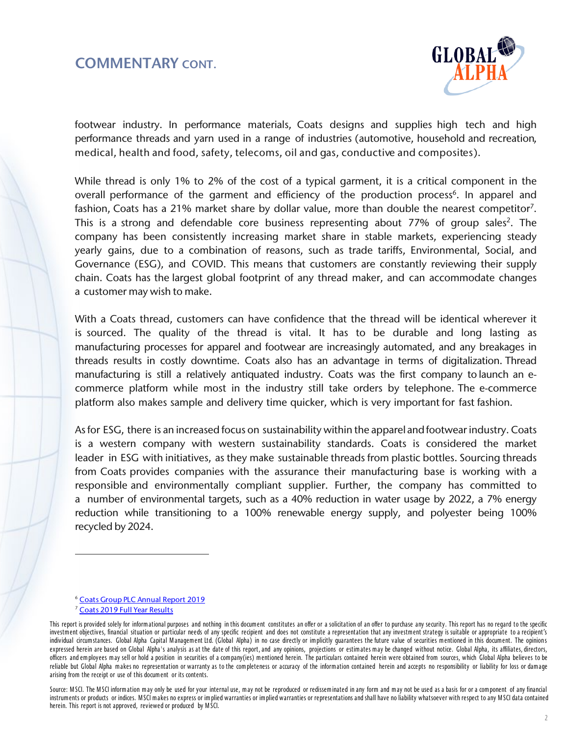## COMMENTARY CONT.

footwear industry. In performance materials, Coats designs and supplies high tech and high performance threads and yarn used in a range of industries (automotive, household and recreation, medical, health and food, safety, telecoms, oil and gas, conductive and composites).

While thread is only 1% to 2% of the cost of a typical garment, it is a critical component in the overall performance of the garment and efficiency of the production process[6]. In apparel and fashion, Coats has a 21% market share by dollar value, more than double the nearest competitor[7]. This is a strong and defendable core business representing about 77% of group sales[2]. The company has been consistently increasing market share in stable markets, experiencing steady yearly gains, due to a combination of reasons, such as trade tariffs, Environmental, Social, and Governance (ESG), and COVID. This means that customers are constantly reviewing their supply chain. Coats has the largest global footprint of any thread maker, and can accommodate changes a customer may wish to make.

With a Coats thread, customers can have confidence that the thread will be identical wherever it is sourced. The quality of the thread is vital. It has to be durable and long lasting as manufacturing processes for apparel and footwear are increasingly automated, and any breakages in threads results in costly downtime. Coats also has an advantage in terms of digitalization. Thread manufacturing is still a relatively antiquated industry. Coats was the first company to launch an e-commerce platform while most in the industry still take orders by telephone. The e-commerce platform also makes sample and delivery time quicker, which is very important for fast fashion.

As for ESG, there is an increased focus on sustainability within the apparel and footwear industry. Coats is a western company with western sustainability standards. Coats is considered the market leader in ESG with initiatives, as they make sustainable threads from plastic bottles. Sourcing threads from Coats provides companies with the assurance their manufacturing base is working with a responsible and environmentally compliant supplier. Further, the company has committed to a number of environmental targets, such as a 40% reduction in water usage by 2022, a 7% energy reduction while transitioning to a 100% renewable energy supply, and polyester being 100% recycled by 2024.

---

[6] Coats Group PLC Annual Report 2019

[7] Coats 2019 Full Year Results

This report is provided solely for informational purposes and nothing in this document constitutes an offer or a solicitation of an offer to purchase any security. This report has no regard to the specific investment objectives, financial situation or particular needs of any specific recipient and does not constitute a representation that any investment strategy is suitable or appropriate to a recipient's individual circumstances. Global Alpha Capital Management Ltd. (Global Alpha) in no case directly or implicitly guarantees the future value of securities mentioned in this document. The opinions expressed herein are based on Global Alpha's analysis as at the date of this report, and any opinions, projections or estimates may be changed without notice. Global Alpha, its affiliates, directors, officers and employees may sell or hold a position in securities of a company(ies) mentioned herein. The particulars contained herein were obtained from sources, which Global Alpha believes to be reliable but Global Alpha makes no representation or warranty as to the completeness or accuracy of the information contained herein and accepts no responsibility or liability for loss or damage arising from the receipt or use of this document or its contents.

Source: MSCI. The MSCI information may only be used for your internal use, may not be reproduced or redisseminated in any form and may not be used as a basis for or a component of any financial instruments or products or indices. MSCI makes no express or implied warranties or implied warranties or representations and shall have no liability whatsoever with respect to any MSCI data contained herein. This report is not approved, reviewed or produced by MSCI.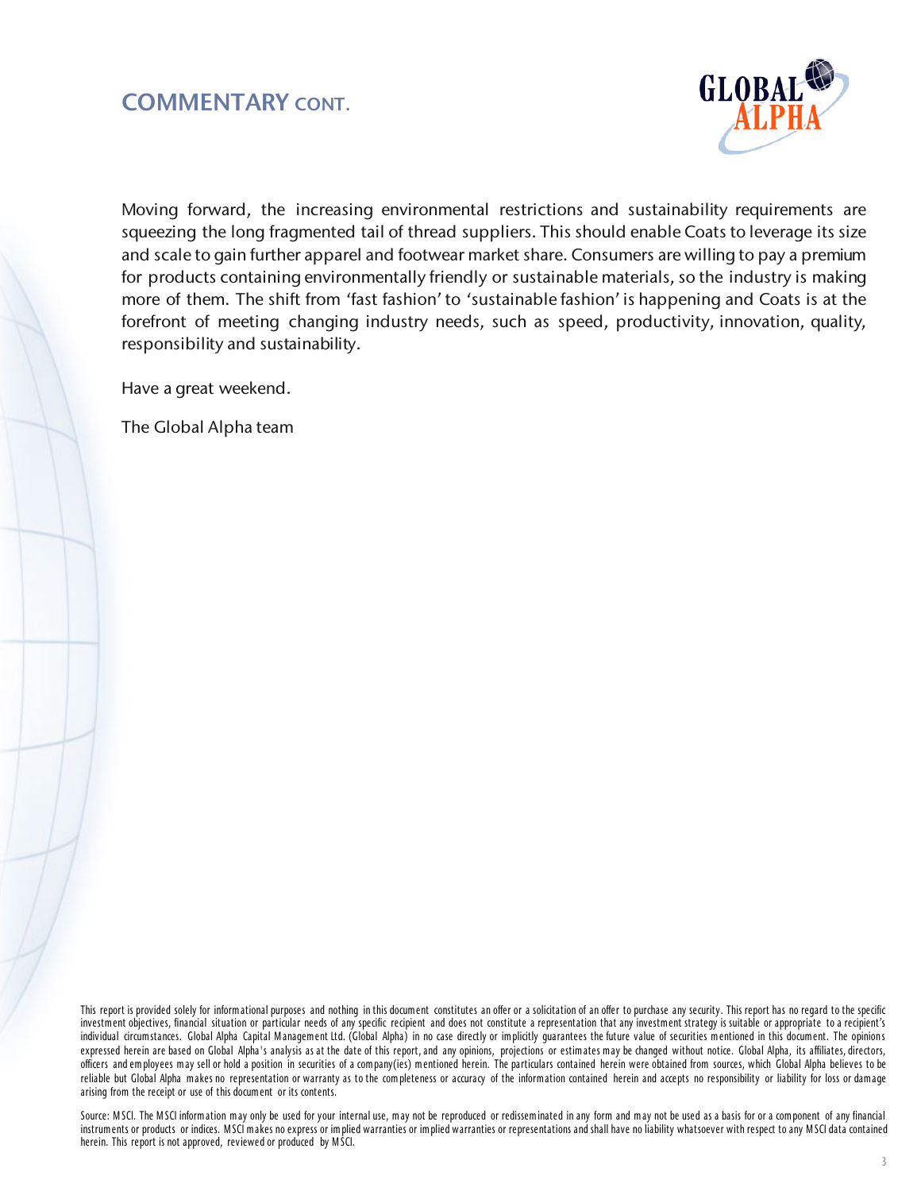## COMMENTARY CONT.

Moving forward, the increasing environmental restrictions and sustainability requirements are squeezing the long fragmented tail of thread suppliers. This should enable Coats to leverage its size and scale to gain further apparel and footwear market share. Consumers are willing to pay a premium for products containing environmentally friendly or sustainable materials, so the industry is making more of them. The shift from 'fast fashion' to 'sustainable fashion' is happening and Coats is at the forefront of meeting changing industry needs, such as speed, productivity, innovation, quality, responsibility and sustainability.

Have a great weekend.

The Global Alpha team

This report is provided solely for informational purposes and nothing in this document constitutes an offer or a solicitation of an offer to purchase any security. This report has no regard to the specific investment objectives, financial situation or particular needs of any specific recipient and does not constitute a representation that any investment strategy is suitable or appropriate to a recipient's individual circumstances. Global Alpha Capital Management Ltd. (Global Alpha) in no case directly or implicitly guarantees the future value of securities mentioned in this document. The opinions expressed herein are based on Global Alpha's analysis as at the date of this report, and any opinions, projections or estimates may be changed without notice. Global Alpha, its affiliates, directors, officers and employees may sell or hold a position in securities of a company(ies) mentioned herein. The particulars contained herein were obtained from sources, which Global Alpha believes to be reliable but Global Alpha makes no representation or warranty as to the completeness or accuracy of the information contained herein and accepts no responsibility or liability for loss or damage arising from the receipt or use of this document or its contents.

Source: MSCI. The MSCI information may only be used for your internal use, may not be reproduced or redisseminated in any form and may not be used as a basis for or a component of any financial instruments or products or indices. MSCI makes no express or implied warranties or implied warranties or representations and shall have no liability whatsoever with respect to any MSCI data contained herein. This report is not approved, reviewed or produced by MSCI.